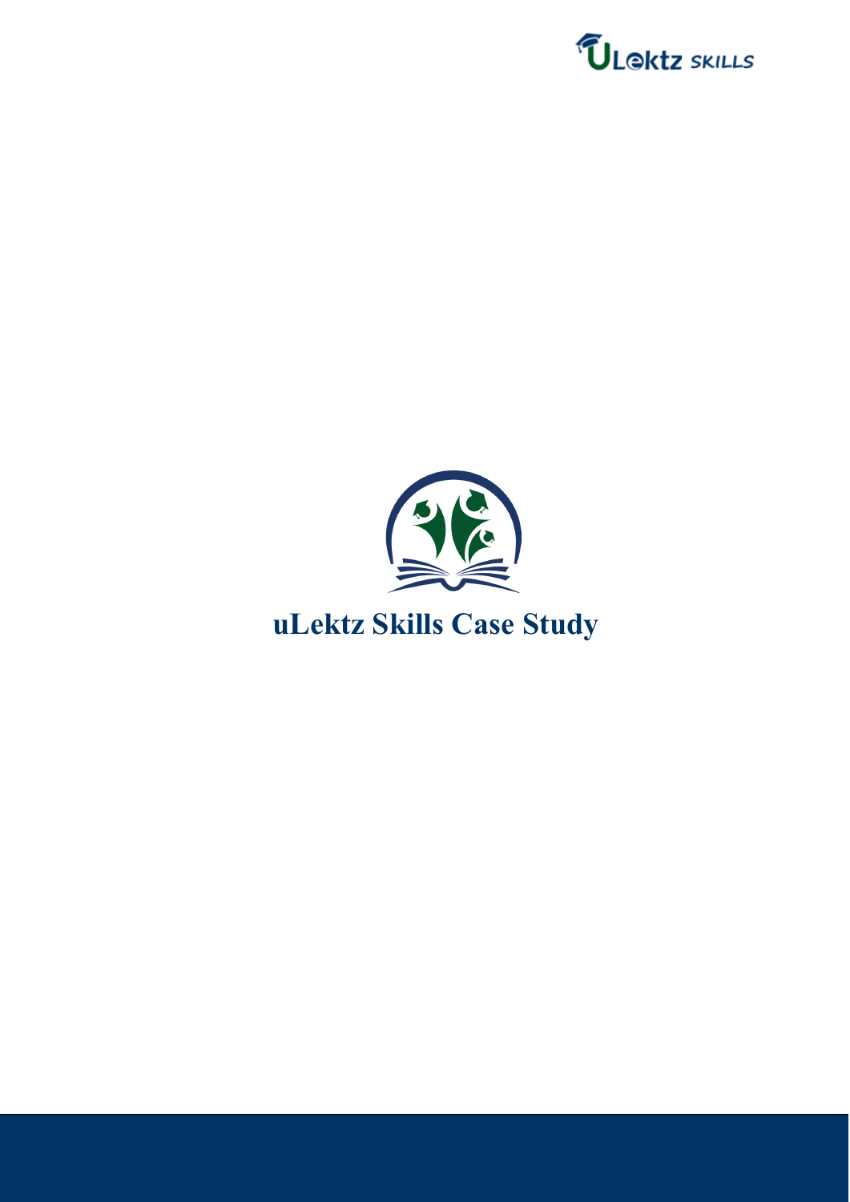# uLektz Skills Case Study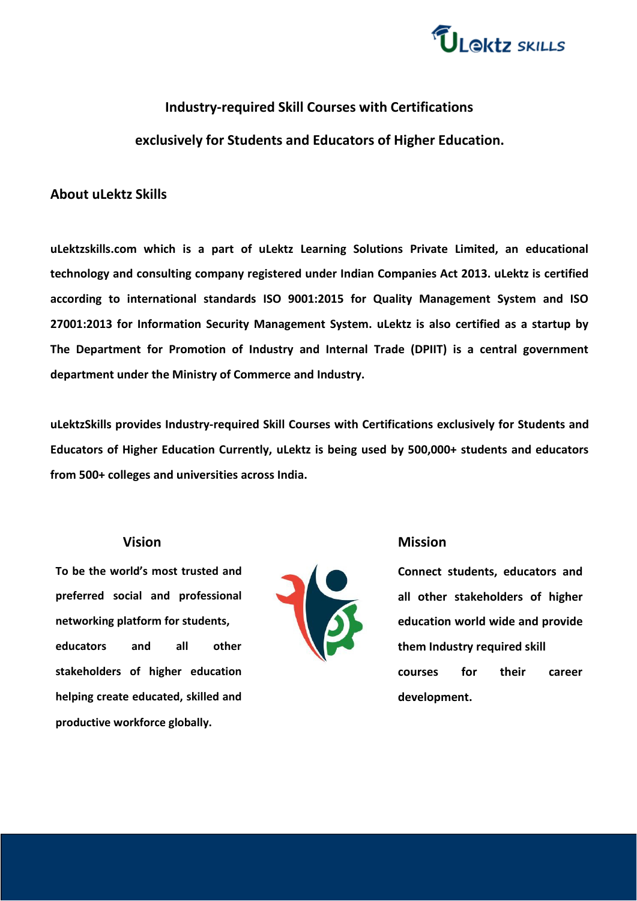**Industry-required Skill Courses with Certifications**

**exclusively for Students and Educators of Higher Education.**

## About uLektz Skills

**uLektzskills.com which is a part of uLektz Learning Solutions Private Limited, an educational technology and consulting company registered under Indian Companies Act 2013. uLektz is certified according to international standards ISO 9001:2015 for Quality Management System and ISO 27001:2013 for Information Security Management System. uLektz is also certified as a startup by The Department for Promotion of Industry and Internal Trade (DPIIT) is a central government department under the Ministry of Commerce and Industry.**

**uLektzSkills provides Industry-required Skill Courses with Certifications exclusively for Students and Educators of Higher Education Currently, uLektz is being used by 500,000+ students and educators from 500+ colleges and universities across India.**

## Vision

**To be the world's most trusted and preferred social and professional networking platform for students, educators and all other stakeholders of higher education helping create educated, skilled and productive workforce globally.**

## Mission

**Connect students, educators and all other stakeholders of higher education world wide and provide them Industry required skill courses for their career development.**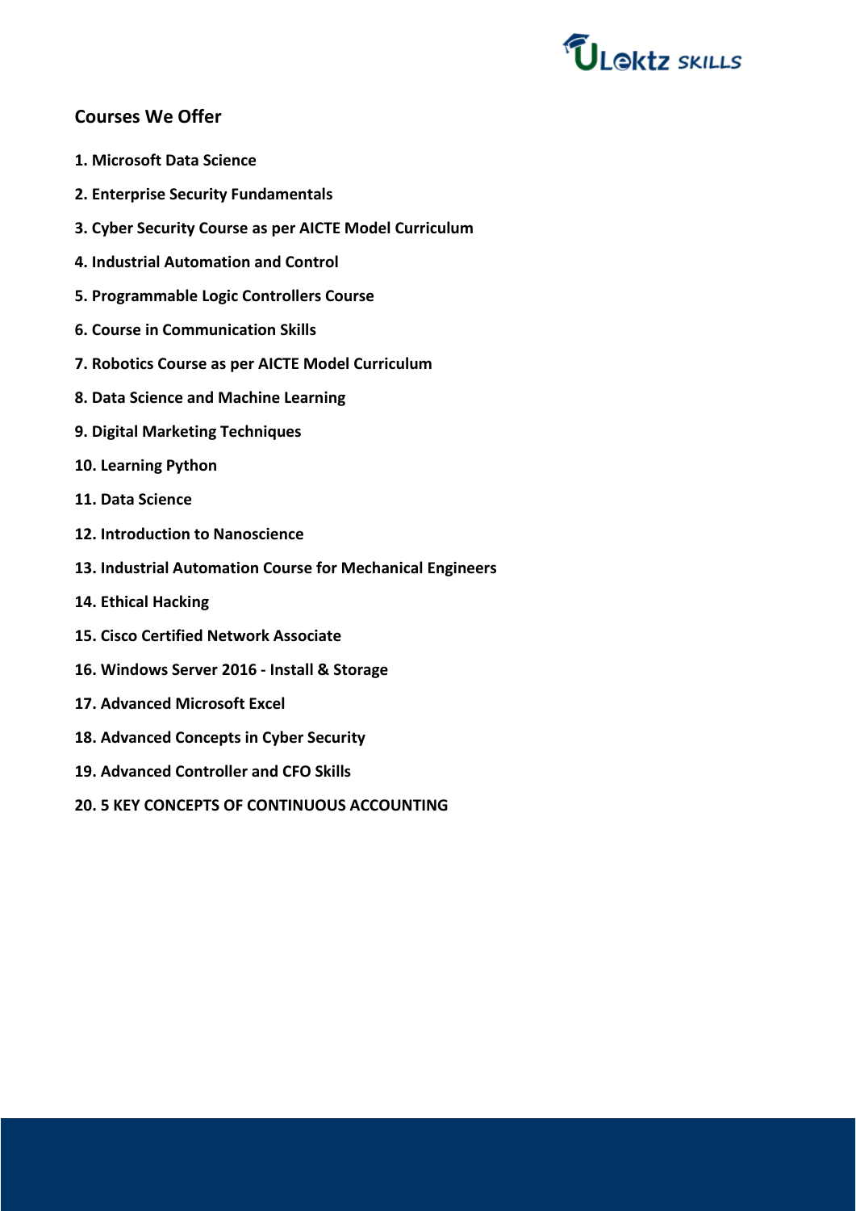## Courses We Offer

1. **Microsoft Data Science**
2. **Enterprise Security Fundamentals**
3. **Cyber Security Course as per AICTE Model Curriculum**
4. **Industrial Automation and Control**
5. **Programmable Logic Controllers Course**
6. **Course in Communication Skills**
7. **Robotics Course as per AICTE Model Curriculum**
8. **Data Science and Machine Learning**
9. **Digital Marketing Techniques**
10. **Learning Python**
11. **Data Science**
12. **Introduction to Nanoscience**
13. **Industrial Automation Course for Mechanical Engineers**
14. **Ethical Hacking**
15. **Cisco Certified Network Associate**
16. **Windows Server 2016 - Install & Storage**
17. **Advanced Microsoft Excel**
18. **Advanced Concepts in Cyber Security**
19. **Advanced Controller and CFO Skills**
20. **5 KEY CONCEPTS OF CONTINUOUS ACCOUNTING**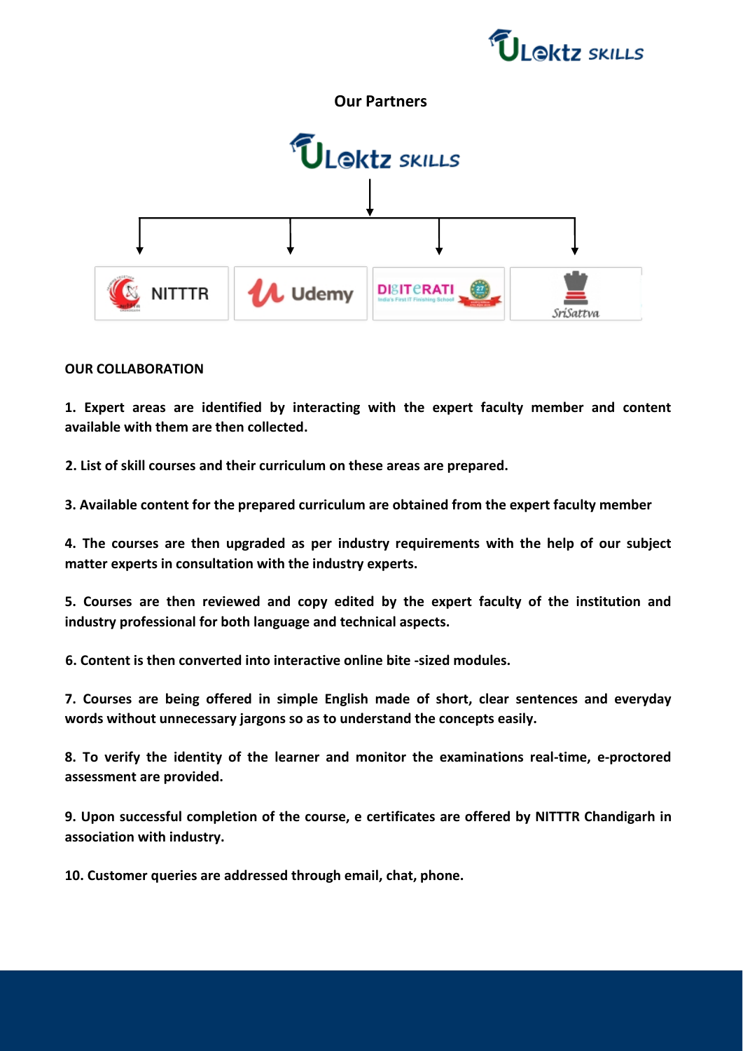## Our Partners

ULektz SKILLS

NITTTR | Udemy | DIGITERATI | SriSattva

**OUR COLLABORATION**

**1. Expert areas are identified by interacting with the expert faculty member and content available with them are then collected.**

**2. List of skill courses and their curriculum on these areas are prepared.**

**3. Available content for the prepared curriculum are obtained from the expert faculty member**

**4. The courses are then upgraded as per industry requirements with the help of our subject matter experts in consultation with the industry experts.**

**5. Courses are then reviewed and copy edited by the expert faculty of the institution and industry professional for both language and technical aspects.**

**6. Content is then converted into interactive online bite -sized modules.**

**7. Courses are being offered in simple English made of short, clear sentences and everyday words without unnecessary jargons so as to understand the concepts easily.**

**8. To verify the identity of the learner and monitor the examinations real-time, e-proctored assessment are provided.**

**9. Upon successful completion of the course, e certificates are offered by NITTTR Chandigarh in association with industry.**

**10. Customer queries are addressed through email, chat, phone.**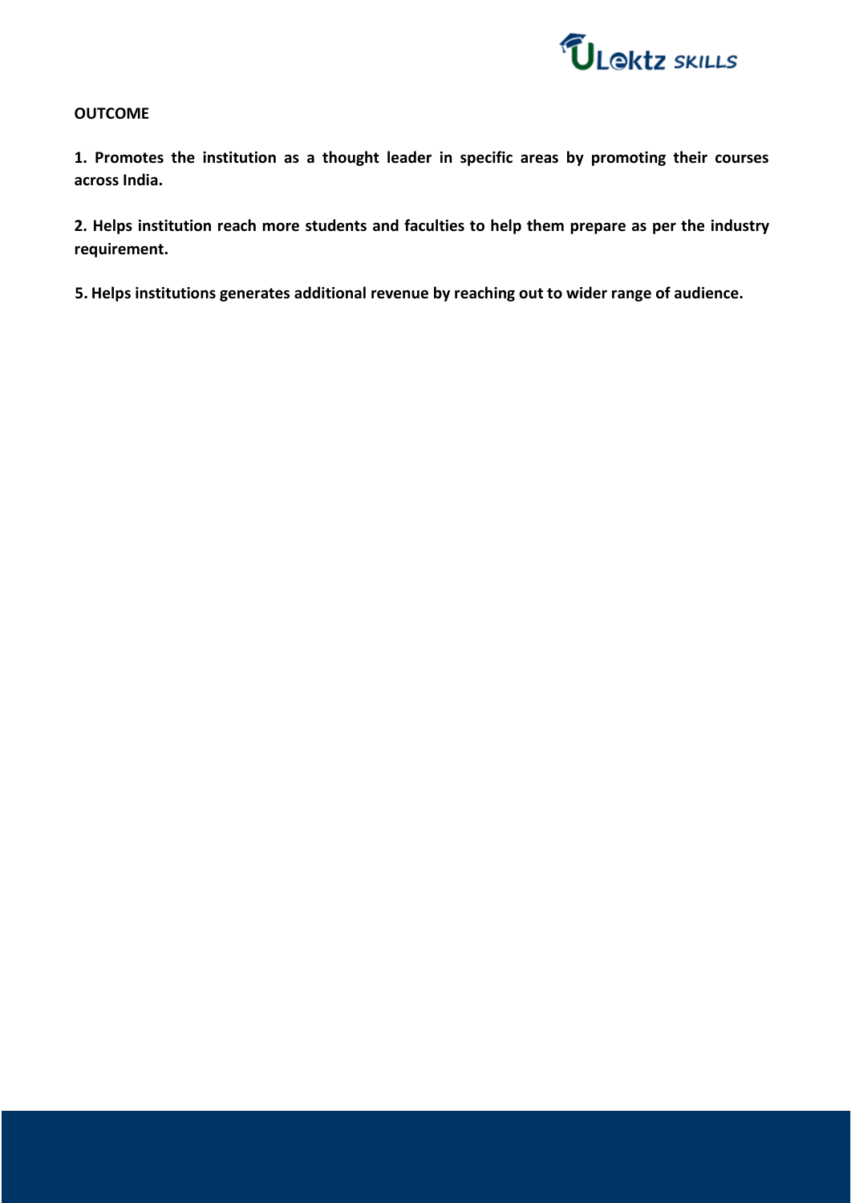**OUTCOME**

**1. Promotes the institution as a thought leader in specific areas by promoting their courses across India.**

**2. Helps institution reach more students and faculties to help them prepare as per the industry requirement.**

**5. Helps institutions generates additional revenue by reaching out to wider range of audience.**